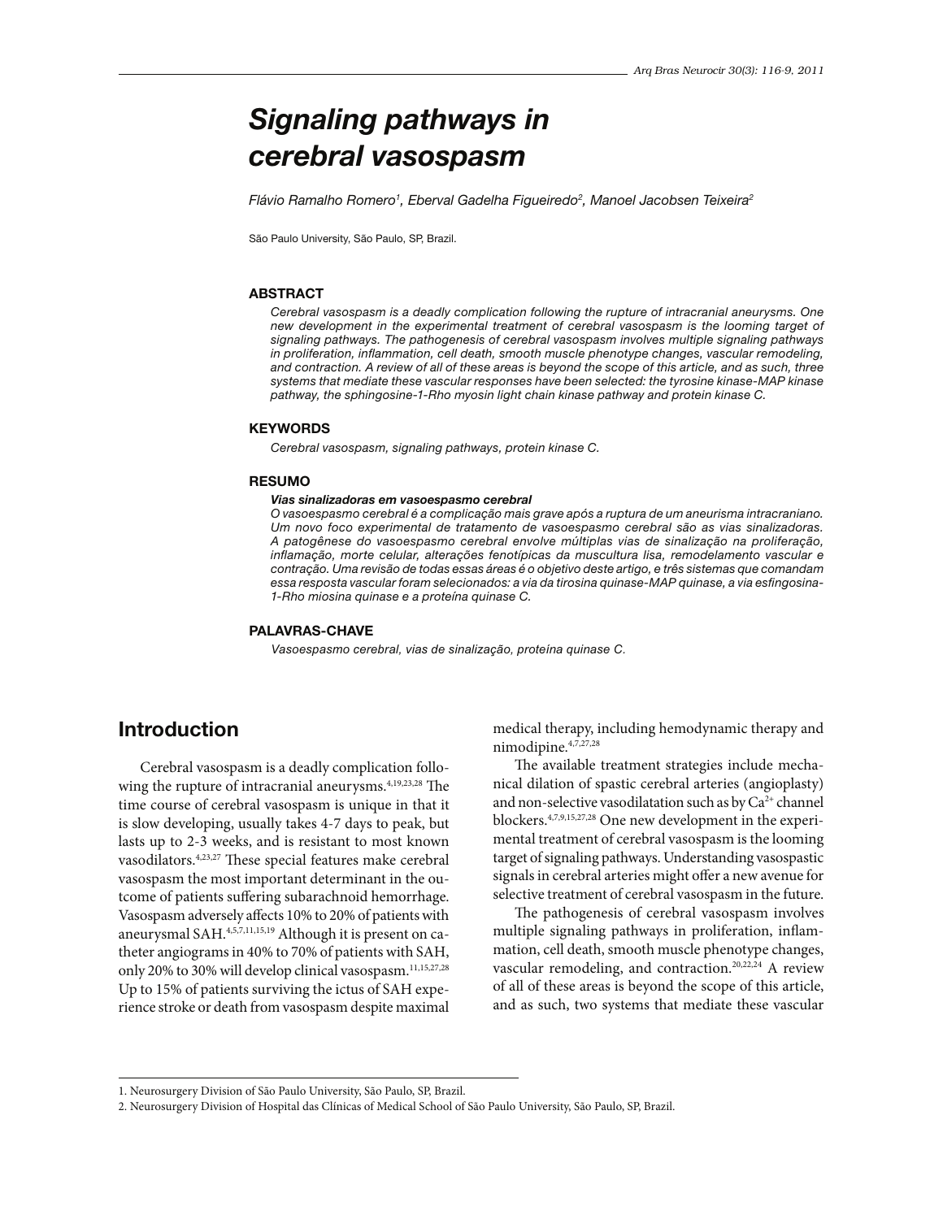# *Signaling pathways in cerebral vasospasm*

*Flávio Ramalho Romero[1], Eberval Gadelha Figueiredo[2], Manoel Jacobsen Teixeira[2]*

São Paulo University, São Paulo, SP, Brazil.

### ABSTRACT

*Cerebral vasospasm is a deadly complication following the rupture of intracranial aneurysms. One new development in the experimental treatment of cerebral vasospasm is the looming target of signaling pathways. The pathogenesis of cerebral vasospasm involves multiple signaling pathways in proliferation, inflammation, cell death, smooth muscle phenotype changes, vascular remodeling, and contraction. A review of all of these areas is beyond the scope of this article, and as such, three systems that mediate these vascular responses have been selected: the tyrosine kinase-MAP kinase pathway, the sphingosine-1-Rho myosin light chain kinase pathway and protein kinase C.*

### KEYWORDS

*Cerebral vasospasm, signaling pathways, protein kinase C.*

### RESUMO

***Vias sinalizadoras em vasoespasmo cerebral***

*O vasoespasmo cerebral é a complicação mais grave após a ruptura de um aneurisma intracraniano. Um novo foco experimental de tratamento de vasoespasmo cerebral são as vias sinalizadoras. A patogênese do vasoespasmo cerebral envolve múltiplas vias de sinalização na proliferação, inflamação, morte celular, alterações fenotípicas da musculatura lisa, remodelamento vascular e contração. Uma revisão de todas essas áreas é o objetivo deste artigo, e três sistemas que comandam essa resposta vascular foram selecionados: a via da tirosina quinase-MAP quinase, a via esfingosina-1-Rho miosina quinase e a proteína quinase C.*

### PALAVRAS-CHAVE

*Vasoespasmo cerebral, vias de sinalização, proteína quinase C.*

## Introduction

Cerebral vasospasm is a deadly complication following the rupture of intracranial aneurysms.[4,19,23,28] The time course of cerebral vasospasm is unique in that it is slow developing, usually takes 4-7 days to peak, but lasts up to 2-3 weeks, and is resistant to most known vasodilators.[4,23,27] These special features make cerebral vasospasm the most important determinant in the outcome of patients suffering subarachnoid hemorrhage. Vasospasm adversely affects 10% to 20% of patients with aneurysmal SAH.[4,5,7,11,15,19] Although it is present on catheter angiograms in 40% to 70% of patients with SAH, only 20% to 30% will develop clinical vasospasm.[11,15,27,28] Up to 15% of patients surviving the ictus of SAH experience stroke or death from vasospasm despite maximal medical therapy, including hemodynamic therapy and nimodipine.[4,7,27,28]

The available treatment strategies include mechanical dilation of spastic cerebral arteries (angioplasty) and non-selective vasodilatation such as by $Ca^{2+}$ channel blockers.[4,7,9,15,27,28] One new development in the experimental treatment of cerebral vasospasm is the looming target of signaling pathways. Understanding vasospastic signals in cerebral arteries might offer a new avenue for selective treatment of cerebral vasospasm in the future.

The pathogenesis of cerebral vasospasm involves multiple signaling pathways in proliferation, inflammation, cell death, smooth muscle phenotype changes, vascular remodeling, and contraction.[20,22,24] A review of all of these areas is beyond the scope of this article, and as such, two systems that mediate these vascular

1. Neurosurgery Division of São Paulo University, São Paulo, SP, Brazil.
2. Neurosurgery Division of Hospital das Clínicas of Medical School of São Paulo University, São Paulo, SP, Brazil.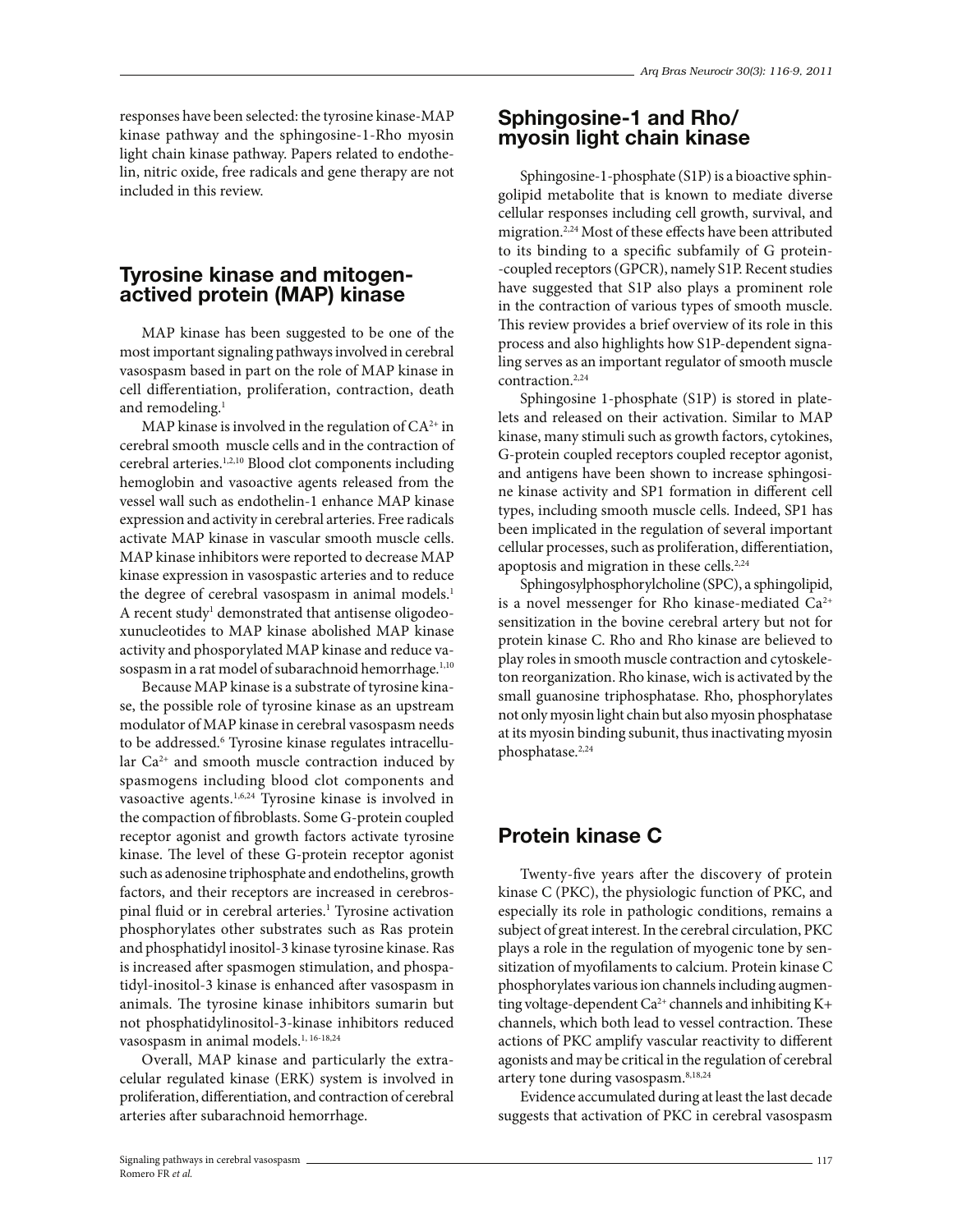responses have been selected: the tyrosine kinase-MAP kinase pathway and the sphingosine-1-Rho myosin light chain kinase pathway. Papers related to endothelin, nitric oxide, free radicals and gene therapy are not included in this review.

## Tyrosine kinase and mitogen-actived protein (MAP) kinase

MAP kinase has been suggested to be one of the most important signaling pathways involved in cerebral vasospasm based in part on the role of MAP kinase in cell differentiation, proliferation, contraction, death and remodeling.[1]

MAP kinase is involved in the regulation of $CA^{2+}$ in cerebral smooth muscle cells and in the contraction of cerebral arteries.[1,2,10] Blood clot components including hemoglobin and vasoactive agents released from the vessel wall such as endothelin-1 enhance MAP kinase expression and activity in cerebral arteries. Free radicals activate MAP kinase in vascular smooth muscle cells. MAP kinase inhibitors were reported to decrease MAP kinase expression in vasospastic arteries and to reduce the degree of cerebral vasospasm in animal models.[1] A recent study[1] demonstrated that antisense oligodeoxunucleotides to MAP kinase abolished MAP kinase activity and phosporylated MAP kinase and reduce vasospasm in a rat model of subarachnoid hemorrhage.[1,10]

Because MAP kinase is a substrate of tyrosine kinase, the possible role of tyrosine kinase as an upstream modulator of MAP kinase in cerebral vasospasm needs to be addressed.[6] Tyrosine kinase regulates intracellular $Ca^{2+}$ and smooth muscle contraction induced by spasmogens including blood clot components and vasoactive agents.[1,6,24] Tyrosine kinase is involved in the compaction of fibroblasts. Some G-protein coupled receptor agonist and growth factors activate tyrosine kinase. The level of these G-protein receptor agonist such as adenosine triphosphate and endothelins, growth factors, and their receptors are increased in cerebrospinal fluid or in cerebral arteries.[1] Tyrosine activation phosphorylates other substrates such as Ras protein and phosphatidyl inositol-3 kinase tyrosine kinase. Ras is increased after spasmogen stimulation, and phospatidyl-inositol-3 kinase is enhanced after vasospasm in animals. The tyrosine kinase inhibitors sumarin but not phosphatidylinositol-3-kinase inhibitors reduced vasospasm in animal models.[1, 16-18,24]

Overall, MAP kinase and particularly the extracelular regulated kinase (ERK) system is involved in proliferation, differentiation, and contraction of cerebral arteries after subarachnoid hemorrhage.

## Sphingosine-1 and Rho/ myosin light chain kinase

Sphingosine-1-phosphate (S1P) is a bioactive sphingolipid metabolite that is known to mediate diverse cellular responses including cell growth, survival, and migration.[2,24] Most of these effects have been attributed to its binding to a specific subfamily of G protein--coupled receptors (GPCR), namely S1P. Recent studies have suggested that S1P also plays a prominent role in the contraction of various types of smooth muscle. This review provides a brief overview of its role in this process and also highlights how S1P-dependent signaling serves as an important regulator of smooth muscle contraction.[2,24]

Sphingosine 1-phosphate (S1P) is stored in platelets and released on their activation. Similar to MAP kinase, many stimuli such as growth factors, cytokines, G-protein coupled receptors coupled receptor agonist, and antigens have been shown to increase sphingosine kinase activity and SP1 formation in different cell types, including smooth muscle cells. Indeed, SP1 has been implicated in the regulation of several important cellular processes, such as proliferation, differentiation, apoptosis and migration in these cells.[2,24]

Sphingosylphosphorylcholine (SPC), a sphingolipid, is a novel messenger for Rho kinase-mediated $Ca^{2+}$ sensitization in the bovine cerebral artery but not for protein kinase C. Rho and Rho kinase are believed to play roles in smooth muscle contraction and cytoskeleton reorganization. Rho kinase, wich is activated by the small guanosine triphosphatase. Rho, phosphorylates not only myosin light chain but also myosin phosphatase at its myosin binding subunit, thus inactivating myosin phosphatase.[2,24]

## Protein kinase C

Twenty-five years after the discovery of protein kinase C (PKC), the physiologic function of PKC, and especially its role in pathologic conditions, remains a subject of great interest. In the cerebral circulation, PKC plays a role in the regulation of myogenic tone by sensitization of myofilaments to calcium. Protein kinase C phosphorylates various ion channels including augmenting voltage-dependent $Ca^{2+}$ channels and inhibiting $K+$ channels, which both lead to vessel contraction. These actions of PKC amplify vascular reactivity to different agonists and may be critical in the regulation of cerebral artery tone during vasospasm.[8,18,24]

Evidence accumulated during at least the last decade suggests that activation of PKC in cerebral vasospasm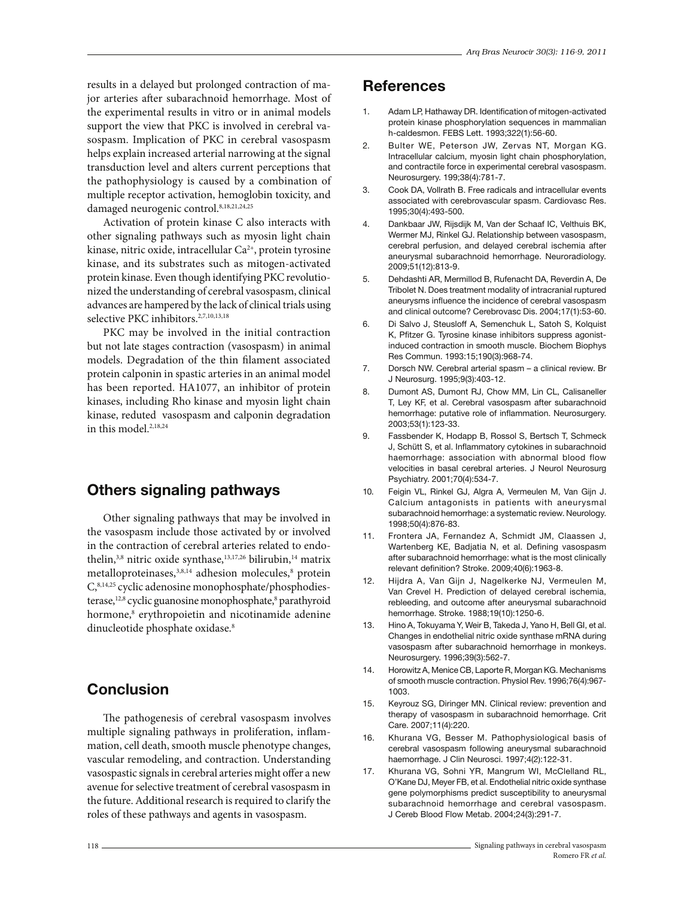results in a delayed but prolonged contraction of major arteries after subarachnoid hemorrhage. Most of the experimental results in vitro or in animal models support the view that PKC is involved in cerebral vasospasm. Implication of PKC in cerebral vasospasm helps explain increased arterial narrowing at the signal transduction level and alters current perceptions that the pathophysiology is caused by a combination of multiple receptor activation, hemoglobin toxicity, and damaged neurogenic control.[8,18,21,24,25]

Activation of protein kinase C also interacts with other signaling pathways such as myosin light chain kinase, nitric oxide, intracellular $Ca^{2+}$, protein tyrosine kinase, and its substrates such as mitogen-activated protein kinase. Even though identifying PKC revolutionized the understanding of cerebral vasospasm, clinical advances are hampered by the lack of clinical trials using selective PKC inhibitors.[2,7,10,13,18]

PKC may be involved in the initial contraction but not late stages contraction (vasospasm) in animal models. Degradation of the thin filament associated protein calponin in spastic arteries in an animal model has been reported. HA1077, an inhibitor of protein kinases, including Rho kinase and myosin light chain kinase, reduted vasospasm and calponin degradation in this model.[2,18,24]

## Others signaling pathways

Other signaling pathways that may be involved in the vasospasm include those activated by or involved in the contraction of cerebral arteries related to endothelin,[3,8] nitric oxide synthase,[13,17,26] bilirubin,[14] matrix metalloproteinases,[3,8,14] adhesion molecules,[8] protein C,[8,14,25] cyclic adenosine monophosphate/phosphodiesterase,[12,8] cyclic guanosine monophosphate,[8] parathyroid hormone,[8] erythropoietin and nicotinamide adenine dinucleotide phosphate oxidase.[8]

## Conclusion

The pathogenesis of cerebral vasospasm involves multiple signaling pathways in proliferation, inflammation, cell death, smooth muscle phenotype changes, vascular remodeling, and contraction. Understanding vasospastic signals in cerebral arteries might offer a new avenue for selective treatment of cerebral vasospasm in the future. Additional research is required to clarify the roles of these pathways and agents in vasospasm.

## References

1. Adam LP, Hathaway DR. Identification of mitogen-activated protein kinase phosphorylation sequences in mammalian h-caldesmon. FEBS Lett. 1993;322(1):56-60.
2. Bulter WE, Peterson JW, Zervas NT, Morgan KG. Intracellular calcium, myosin light chain phosphorylation, and contractile force in experimental cerebral vasospasm. Neurosurgery. 199;38(4):781-7.
3. Cook DA, Vollrath B. Free radicals and intracellular events associated with cerebrovascular spasm. Cardiovasc Res. 1995;30(4):493-500.
4. Dankbaar JW, Rijsdijk M, Van der Schaaf IC, Velthuis BK, Wermer MJ, Rinkel GJ. Relationship between vasospasm, cerebral perfusion, and delayed cerebral ischemia after aneurysmal subarachnoid hemorrhage. Neuroradiology. 2009;51(12):813-9.
5. Dehdashti AR, Mermillod B, Rufenacht DA, Reverdin A, De Tribolet N. Does treatment modality of intracranial ruptured aneurysms influence the incidence of cerebral vasospasm and clinical outcome? Cerebrovasc Dis. 2004;17(1):53-60.
6. Di Salvo J, Steusloff A, Semenchuk L, Satoh S, Kolquist K, Pfitzer G. Tyrosine kinase inhibitors suppress agonist-induced contraction in smooth muscle. Biochem Biophys Res Commun. 1993:15;190(3):968-74.
7. Dorsch NW. Cerebral arterial spasm – a clinical review. Br J Neurosurg. 1995;9(3):403-12.
8. Dumont AS, Dumont RJ, Chow MM, Lin CL, Calisaneller T, Ley KF, et al. Cerebral vasospasm after subarachnoid hemorrhage: putative role of inflammation. Neurosurgery. 2003;53(1):123-33.
9. Fassbender K, Hodapp B, Rossol S, Bertsch T, Schmeck J, Schütt S, et al. Inflammatory cytokines in subarachnoid haemorrhage: association with abnormal blood flow velocities in basal cerebral arteries. J Neurol Neurosurg Psychiatry. 2001;70(4):534-7.
10. Feigin VL, Rinkel GJ, Algra A, Vermeulen M, Van Gijn J. Calcium antagonists in patients with aneurysmal subarachnoid hemorrhage: a systematic review. Neurology. 1998;50(4):876-83.
11. Frontera JA, Fernandez A, Schmidt JM, Claassen J, Wartenberg KE, Badjatia N, et al. Defining vasospasm after subarachnoid hemorrhage: what is the most clinically relevant definition? Stroke. 2009;40(6):1963-8.
12. Hijdra A, Van Gijn J, Nagelkerke NJ, Vermeulen M, Van Crevel H. Prediction of delayed cerebral ischemia, rebleeding, and outcome after aneurysmal subarachnoid hemorrhage. Stroke. 1988;19(10):1250-6.
13. Hino A, Tokuyama Y, Weir B, Takeda J, Yano H, Bell GI, et al. Changes in endothelial nitric oxide synthase mRNA during vasospasm after subarachnoid hemorrhage in monkeys. Neurosurgery. 1996;39(3):562-7.
14. Horowitz A, Menice CB, Laporte R, Morgan KG. Mechanisms of smooth muscle contraction. Physiol Rev. 1996;76(4):967-1003.
15. Keyrouz SG, Diringer MN. Clinical review: prevention and therapy of vasospasm in subarachnoid hemorrhage. Crit Care. 2007;11(4):220.
16. Khurana VG, Besser M. Pathophysiological basis of cerebral vasospasm following aneurysmal subarachnoid haemorrhage. J Clin Neurosci. 1997;4(2):122-31.
17. Khurana VG, Sohni YR, Mangrum WI, McClelland RL, O'Kane DJ, Meyer FB, et al. Endothelial nitric oxide synthase gene polymorphisms predict susceptibility to aneurysmal subarachnoid hemorrhage and cerebral vasospasm. J Cereb Blood Flow Metab. 2004;24(3):291-7.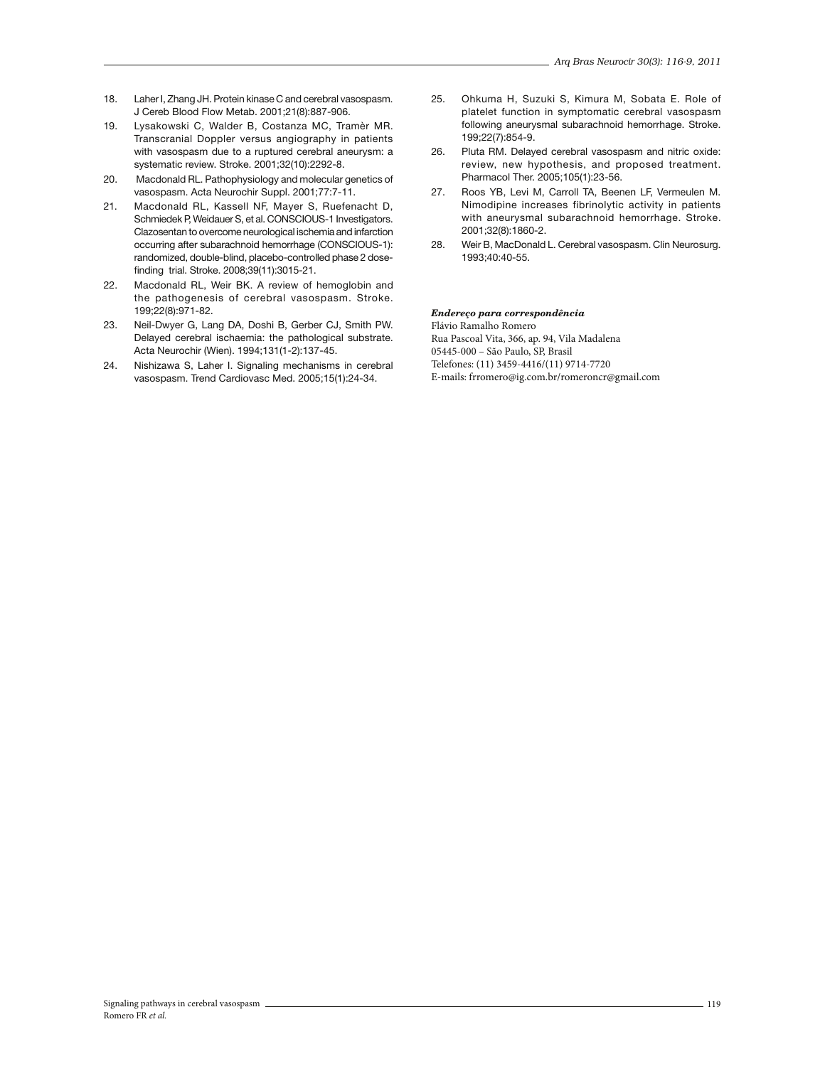18. Laher I, Zhang JH. Protein kinase C and cerebral vasospasm. J Cereb Blood Flow Metab. 2001;21(8):887-906.
19. Lysakowski C, Walder B, Costanza MC, Tramèr MR. Transcranial Doppler versus angiography in patients with vasospasm due to a ruptured cerebral aneurysm: a systematic review. Stroke. 2001;32(10):2292-8.
20. Macdonald RL. Pathophysiology and molecular genetics of vasospasm. Acta Neurochir Suppl. 2001;77:7-11.
21. Macdonald RL, Kassell NF, Mayer S, Ruefenacht D, Schmiedek P, Weidauer S, et al. CONSCIOUS-1 Investigators. Clazosentan to overcome neurological ischemia and infarction occurring after subarachnoid hemorrhage (CONSCIOUS-1): randomized, double-blind, placebo-controlled phase 2 dose-finding trial. Stroke. 2008;39(11):3015-21.
22. Macdonald RL, Weir BK. A review of hemoglobin and the pathogenesis of cerebral vasospasm. Stroke. 199;22(8):971-82.
23. Neil-Dwyer G, Lang DA, Doshi B, Gerber CJ, Smith PW. Delayed cerebral ischaemia: the pathological substrate. Acta Neurochir (Wien). 1994;131(1-2):137-45.
24. Nishizawa S, Laher I. Signaling mechanisms in cerebral vasospasm. Trend Cardiovasc Med. 2005;15(1):24-34.
25. Ohkuma H, Suzuki S, Kimura M, Sobata E. Role of platelet function in symptomatic cerebral vasospasm following aneurysmal subarachnoid hemorrhage. Stroke. 199;22(7):854-9.
26. Pluta RM. Delayed cerebral vasospasm and nitric oxide: review, new hypothesis, and proposed treatment. Pharmacol Ther. 2005;105(1):23-56.
27. Roos YB, Levi M, Carroll TA, Beenen LF, Vermeulen M. Nimodipine increases fibrinolytic activity in patients with aneurysmal subarachnoid hemorrhage. Stroke. 2001;32(8):1860-2.
28. Weir B, MacDonald L. Cerebral vasospasm. Clin Neurosurg. 1993;40:40-55.

***Endereço para correspondência***

Flávio Ramalho Romero
Rua Pascoal Vita, 366, ap. 94, Vila Madalena
05445-000 – São Paulo, SP, Brasil
Telefones: (11) 3459-4416/(11) 9714-7720
E-mails: frromero@ig.com.br/romeroncr@gmail.com